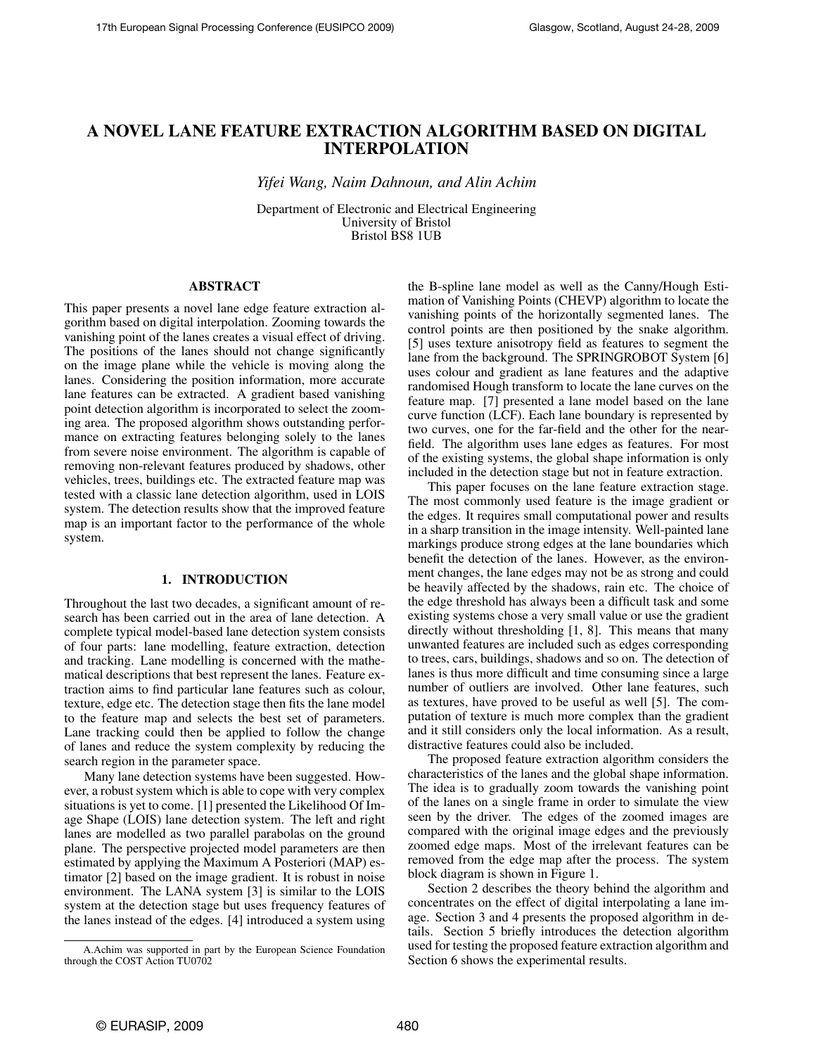# A NOVEL LANE FEATURE EXTRACTION ALGORITHM BASED ON DIGITAL INTERPOLATION

*Yifei Wang, Naim Dahnoun, and Alin Achim*

Department of Electronic and Electrical Engineering
University of Bristol
Bristol BS8 1UB

## ABSTRACT

This paper presents a novel lane edge feature extraction algorithm based on digital interpolation. Zooming towards the vanishing point of the lanes creates a visual effect of driving. The positions of the lanes should not change significantly on the image plane while the vehicle is moving along the lanes. Considering the position information, more accurate lane features can be extracted. A gradient based vanishing point detection algorithm is incorporated to select the zooming area. The proposed algorithm shows outstanding performance on extracting features belonging solely to the lanes from severe noise environment. The algorithm is capable of removing non-relevant features produced by shadows, other vehicles, trees, buildings etc. The extracted feature map was tested with a classic lane detection algorithm, used in LOIS system. The detection results show that the improved feature map is an important factor to the performance of the whole system.

## 1. INTRODUCTION

Throughout the last two decades, a significant amount of research has been carried out in the area of lane detection. A complete typical model-based lane detection system consists of four parts: lane modelling, feature extraction, detection and tracking. Lane modelling is concerned with the mathematical descriptions that best represent the lanes. Feature extraction aims to find particular lane features such as colour, texture, edge etc. The detection stage then fits the lane model to the feature map and selects the best set of parameters. Lane tracking could then be applied to follow the change of lanes and reduce the system complexity by reducing the search region in the parameter space.

Many lane detection systems have been suggested. However, a robust system which is able to cope with very complex situations is yet to come. [1] presented the Likelihood Of Image Shape (LOIS) lane detection system. The left and right lanes are modelled as two parallel parabolas on the ground plane. The perspective projected model parameters are then estimated by applying the Maximum A Posteriori (MAP) estimator [2] based on the image gradient. It is robust in noise environment. The LANA system [3] is similar to the LOIS system at the detection stage but uses frequency features of the lanes instead of the edges. [4] introduced a system using the B-spline lane model as well as the Canny/Hough Estimation of Vanishing Points (CHEVP) algorithm to locate the vanishing points of the horizontally segmented lanes. The control points are then positioned by the snake algorithm. [5] uses texture anisotropy field as features to segment the lane from the background. The SPRINGROBOT System [6] uses colour and gradient as lane features and the adaptive randomised Hough transform to locate the lane curves on the feature map. [7] presented a lane model based on the lane curve function (LCF). Each lane boundary is represented by two curves, one for the far-field and the other for the near-field. The algorithm uses lane edges as features. For most of the existing systems, the global shape information is only included in the detection stage but not in feature extraction.

This paper focuses on the lane feature extraction stage. The most commonly used feature is the image gradient or the edges. It requires small computational power and results in a sharp transition in the image intensity. Well-painted lane markings produce strong edges at the lane boundaries which benefit the detection of the lanes. However, as the environment changes, the lane edges may not be as strong and could be heavily affected by the shadows, rain etc. The choice of the edge threshold has always been a difficult task and some existing systems chose a very small value or use the gradient directly without thresholding [1, 8]. This means that many unwanted features are included such as edges corresponding to trees, cars, buildings, shadows and so on. The detection of lanes is thus more difficult and time consuming since a large number of outliers are involved. Other lane features, such as textures, have proved to be useful as well [5]. The computation of texture is much more complex than the gradient and it still considers only the local information. As a result, distractive features could also be included.

The proposed feature extraction algorithm considers the characteristics of the lanes and the global shape information. The idea is to gradually zoom towards the vanishing point of the lanes on a single frame in order to simulate the view seen by the driver. The edges of the zoomed images are compared with the original image edges and the previously zoomed edge maps. Most of the irrelevant features can be removed from the edge map after the process. The system block diagram is shown in Figure 1.

Section 2 describes the theory behind the algorithm and concentrates on the effect of digital interpolating a lane image. Section 3 and 4 presents the proposed algorithm in details. Section 5 briefly introduces the detection algorithm used for testing the proposed feature extraction algorithm and Section 6 shows the experimental results.

A.Achim was supported in part by the European Science Foundation through the COST Action TU0702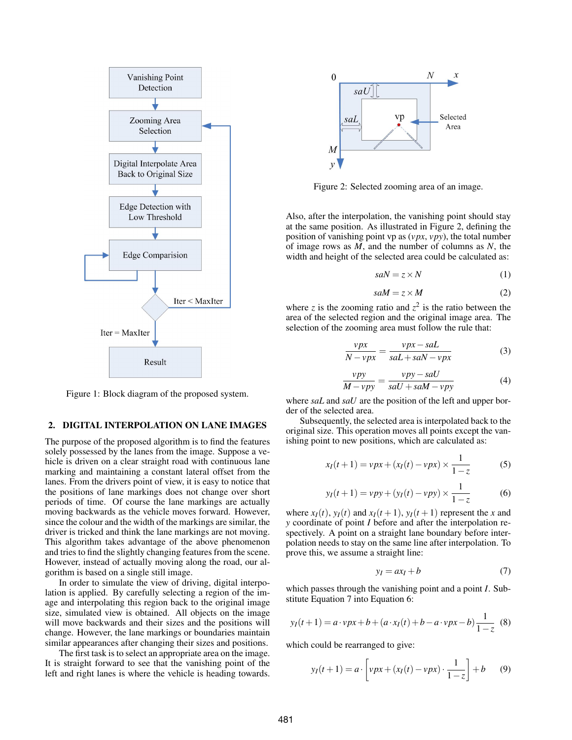Figure 1: Block diagram of the proposed system.

## 2. DIGITAL INTERPOLATION ON LANE IMAGES

The purpose of the proposed algorithm is to find the features solely possessed by the lanes from the image. Suppose a vehicle is driven on a clear straight road with continuous lane marking and maintaining a constant lateral offset from the lanes. From the drivers point of view, it is easy to notice that the positions of lane markings does not change over short periods of time. Of course the lane markings are actually moving backwards as the vehicle moves forward. However, since the colour and the width of the markings are similar, the driver is tricked and think the lane markings are not moving. This algorithm takes advantage of the above phenomenon and tries to find the slightly changing features from the scene. However, instead of actually moving along the road, our algorithm is based on a single still image.

In order to simulate the view of driving, digital interpolation is applied. By carefully selecting a region of the image and interpolating this region back to the original image size, simulated view is obtained. All objects on the image will move backwards and their sizes and the positions will change. However, the lane markings or boundaries maintain similar appearances after changing their sizes and positions.

The first task is to select an appropriate area on the image. It is straight forward to see that the vanishing point of the left and right lanes is where the vehicle is heading towards.

Figure 2: Selected zooming area of an image.

Also, after the interpolation, the vanishing point should stay at the same position. As illustrated in Figure 2, defining the position of vanishing point vp as $(vpx, vpy)$, the total number of image rows as $M$, and the number of columns as $N$, the width and height of the selected area could be calculated as:

$$saN = z \times N \tag{1}$$

$$saM = z \times M \tag{2}$$

where $z$ is the zooming ratio and $z^2$ is the ratio between the area of the selected region and the original image area. The selection of the zooming area must follow the rule that:

$$\frac{vpx}{N - vpx} = \frac{vpx - saL}{saL + saN - vpx} \tag{3}$$

$$\frac{vpy}{M - vpy} = \frac{vpy - saU}{saU + saM - vpy} \tag{4}$$

where $saL$ and $saU$ are the position of the left and upper border of the selected area.

Subsequently, the selected area is interpolated back to the original size. This operation moves all points except the vanishing point to new positions, which are calculated as:

$$x_I(t+1) = vpx + (x_I(t) - vpx) \times \frac{1}{1-z} \tag{5}$$

$$y_I(t+1) = vpy + (y_I(t) - vpy) \times \frac{1}{1-z} \tag{6}$$

where $x_I(t)$, $y_I(t)$ and $x_I(t+1)$, $y_I(t+1)$ represent the $x$ and $y$ coordinate of point $I$ before and after the interpolation respectively. A point on a straight lane boundary before interpolation needs to stay on the same line after interpolation. To prove this, we assume a straight line:

$$y_I = ax_I + b \tag{7}$$

which passes through the vanishing point and a point $I$. Substitute Equation 7 into Equation 6:

$$y_I(t+1) = a \cdot vpx + b + (a \cdot x_I(t) + b - a \cdot vpx - b)\frac{1}{1-z} \tag{8}$$

which could be rearranged to give:

$$y_I(t+1) = a \cdot \left[ vpx + (x_I(t) - vpx) \cdot \frac{1}{1-z} \right] + b \tag{9}$$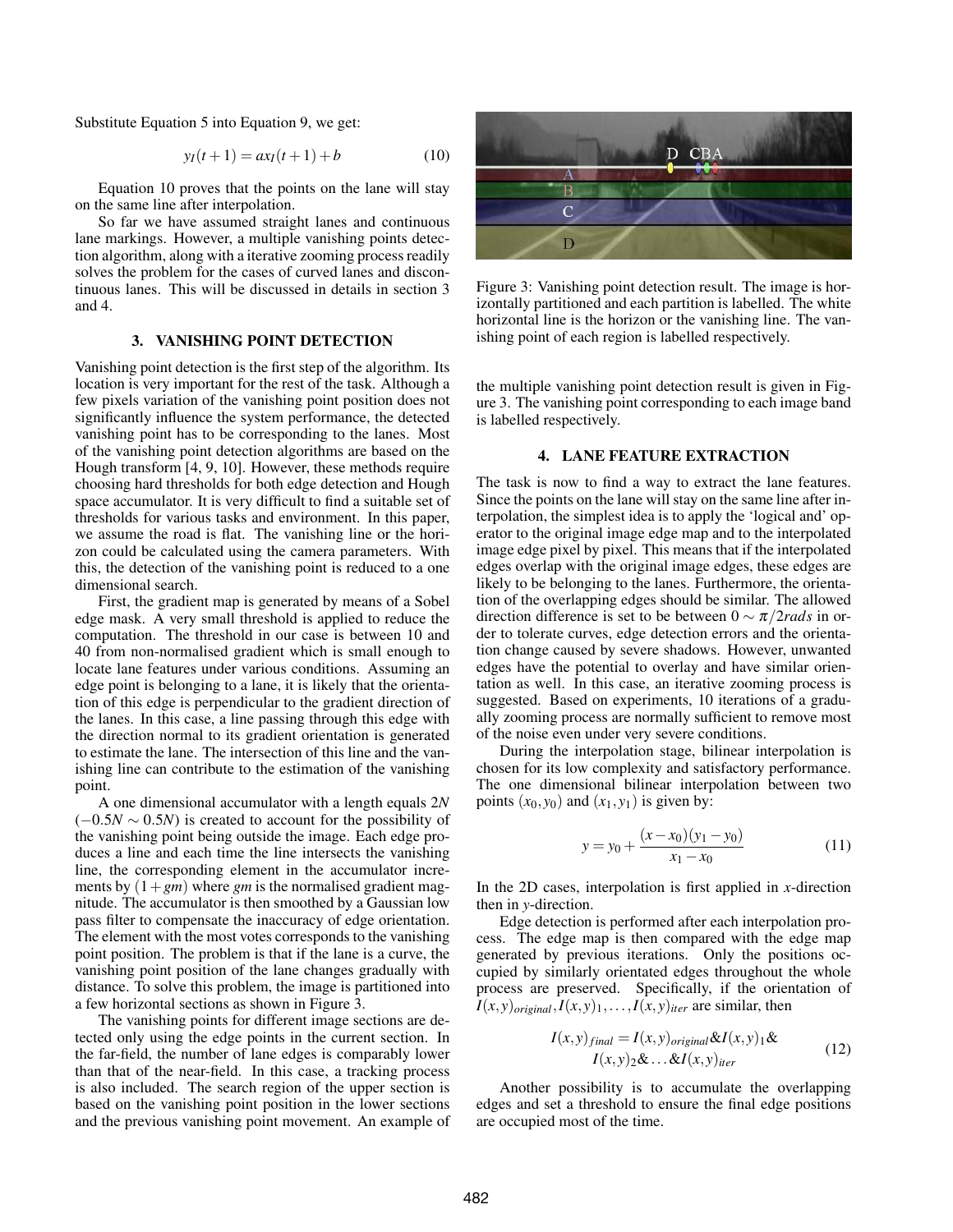Substitute Equation 5 into Equation 9, we get:

$$y_I(t+1) = ax_I(t+1) + b \tag{10}$$

Equation 10 proves that the points on the lane will stay on the same line after interpolation.

So far we have assumed straight lanes and continuous lane markings. However, a multiple vanishing points detection algorithm, along with a iterative zooming process readily solves the problem for the cases of curved lanes and discontinuous lanes. This will be discussed in details in section 3 and 4.

## 3. VANISHING POINT DETECTION

Vanishing point detection is the first step of the algorithm. Its location is very important for the rest of the task. Although a few pixels variation of the vanishing point position does not significantly influence the system performance, the detected vanishing point has to be corresponding to the lanes. Most of the vanishing point detection algorithms are based on the Hough transform [4, 9, 10]. However, these methods require choosing hard thresholds for both edge detection and Hough space accumulator. It is very difficult to find a suitable set of thresholds for various tasks and environment. In this paper, we assume the road is flat. The vanishing line or the horizon could be calculated using the camera parameters. With this, the detection of the vanishing point is reduced to a one dimensional search.

First, the gradient map is generated by means of a Sobel edge mask. A very small threshold is applied to reduce the computation. The threshold in our case is between 10 and 40 from non-normalised gradient which is small enough to locate lane features under various conditions. Assuming an edge point is belonging to a lane, it is likely that the orientation of this edge is perpendicular to the gradient direction of the lanes. In this case, a line passing through this edge with the direction normal to its gradient orientation is generated to estimate the lane. The intersection of this line and the vanishing line can contribute to the estimation of the vanishing point.

A one dimensional accumulator with a length equals $2N$ ($-0.5N \sim 0.5N$) is created to account for the possibility of the vanishing point being outside the image. Each edge produces a line and each time the line intersects the vanishing line, the corresponding element in the accumulator increments by $(1+gm)$ where $gm$ is the normalised gradient magnitude. The accumulator is then smoothed by a Gaussian low pass filter to compensate the inaccuracy of edge orientation. The element with the most votes corresponds to the vanishing point position. The problem is that if the lane is a curve, the vanishing point position of the lane changes gradually with distance. To solve this problem, the image is partitioned into a few horizontal sections as shown in Figure 3.

The vanishing points for different image sections are detected only using the edge points in the current section. In the far-field, the number of lane edges is comparably lower than that of the near-field. In this case, a tracking process is also included. The search region of the upper section is based on the vanishing point position in the lower sections and the previous vanishing point movement. An example of the multiple vanishing point detection result is given in Figure 3. The vanishing point corresponding to each image band is labelled respectively.

Figure 3: Vanishing point detection result. The image is horizontally partitioned and each partition is labelled. The white horizontal line is the horizon or the vanishing line. The vanishing point of each region is labelled respectively.

## 4. LANE FEATURE EXTRACTION

The task is now to find a way to extract the lane features. Since the points on the lane will stay on the same line after interpolation, the simplest idea is to apply the 'logical and' operator to the original image edge map and to the interpolated image edge pixel by pixel. This means that if the interpolated edges overlap with the original image edges, these edges are likely to be belonging to the lanes. Furthermore, the orientation of the overlapping edges should be similar. The allowed direction difference is set to be between $0 \sim \pi/2 rads$ in order to tolerate curves, edge detection errors and the orientation change caused by severe shadows. However, unwanted edges have the potential to overlay and have similar orientation as well. In this case, an iterative zooming process is suggested. Based on experiments, 10 iterations of a gradually zooming process are normally sufficient to remove most of the noise even under very severe conditions.

During the interpolation stage, bilinear interpolation is chosen for its low complexity and satisfactory performance. The one dimensional bilinear interpolation between two points $(x_0, y_0)$ and $(x_1, y_1)$ is given by:

$$y = y_0 + \frac{(x - x_0)(y_1 - y_0)}{x_1 - x_0} \tag{11}$$

In the 2D cases, interpolation is first applied in $x$-direction then in $y$-direction.

Edge detection is performed after each interpolation process. The edge map is then compared with the edge map generated by previous iterations. Only the positions occupied by similarly orientated edges throughout the whole process are preserved. Specifically, if the orientation of $I(x,y)_{original}, I(x,y)_1, \ldots, I(x,y)_{iter}$ are similar, then

$$I(x,y)_{final} = I(x,y)_{original} \& I(x,y)_1 \& I(x,y)_2 \& \ldots \& I(x,y)_{iter} \tag{12}$$

Another possibility is to accumulate the overlapping edges and set a threshold to ensure the final edge positions are occupied most of the time.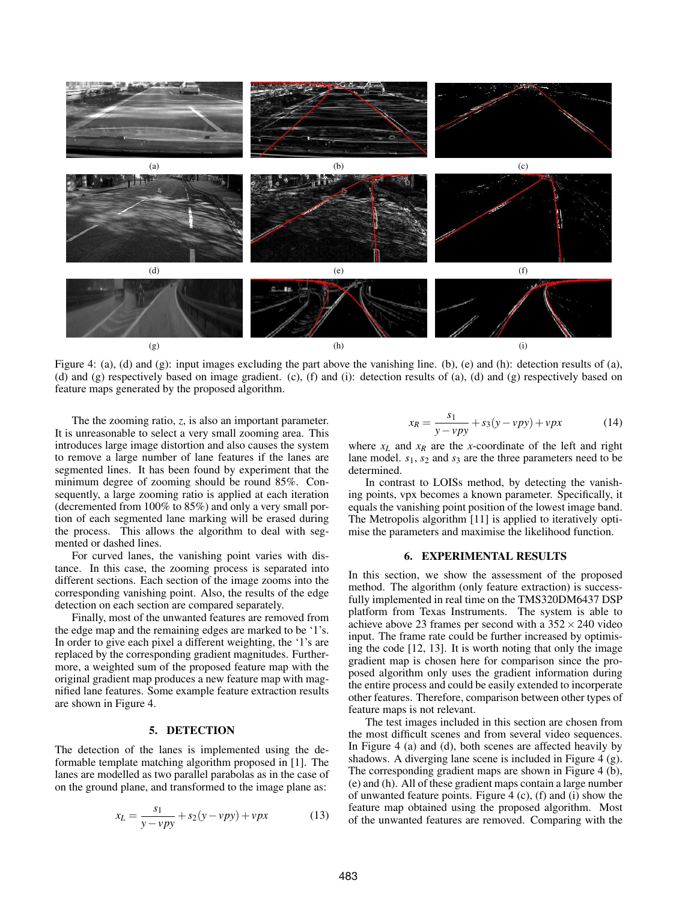Figure 4: (a), (d) and (g): input images excluding the part above the vanishing line. (b), (e) and (h): detection results of (a), (d) and (g) respectively based on image gradient. (c), (f) and (i): detection results of (a), (d) and (g) respectively based on feature maps generated by the proposed algorithm.

The the zooming ratio, $z$, is also an important parameter. It is unreasonable to select a very small zooming area. This introduces large image distortion and also causes the system to remove a large number of lane features if the lanes are segmented lines. It has been found by experiment that the minimum degree of zooming should be round 85%. Consequently, a large zooming ratio is applied at each iteration (decremented from 100% to 85%) and only a very small portion of each segmented lane marking will be erased during the process. This allows the algorithm to deal with segmented or dashed lines.

For curved lanes, the vanishing point varies with distance. In this case, the zooming process is separated into different sections. Each section of the image zooms into the corresponding vanishing point. Also, the results of the edge detection on each section are compared separately.

Finally, most of the unwanted features are removed from the edge map and the remaining edges are marked to be '1's. In order to give each pixel a different weighting, the '1's are replaced by the corresponding gradient magnitudes. Furthermore, a weighted sum of the proposed feature map with the original gradient map produces a new feature map with magnified lane features. Some example feature extraction results are shown in Figure 4.

## 5. DETECTION

The detection of the lanes is implemented using the deformable template matching algorithm proposed in [1]. The lanes are modelled as two parallel parabolas as in the case of on the ground plane, and transformed to the image plane as:

$$x_L = \frac{s_1}{y - vpy} + s_2(y - vpy) + vpx \tag{13}$$

$$x_R = \frac{s_1}{y - vpy} + s_3(y - vpy) + vpx \tag{14}$$

where $x_L$ and $x_R$ are the $x$-coordinate of the left and right lane model. $s_1$, $s_2$ and $s_3$ are the three parameters need to be determined.

In contrast to LOISs method, by detecting the vanishing points, vpx becomes a known parameter. Specifically, it equals the vanishing point position of the lowest image band. The Metropolis algorithm [11] is applied to iteratively optimise the parameters and maximise the likelihood function.

## 6. EXPERIMENTAL RESULTS

In this section, we show the assessment of the proposed method. The algorithm (only feature extraction) is successfully implemented in real time on the TMS320DM6437 DSP platform from Texas Instruments. The system is able to achieve above 23 frames per second with a $352 \times 240$ video input. The frame rate could be further increased by optimising the code [12, 13]. It is worth noting that only the image gradient map is chosen here for comparison since the proposed algorithm only uses the gradient information during the entire process and could be easily extended to incorperate other features. Therefore, comparison between other types of feature maps is not relevant.

The test images included in this section are chosen from the most difficult scenes and from several video sequences. In Figure 4 (a) and (d), both scenes are affected heavily by shadows. A diverging lane scene is included in Figure 4 (g). The corresponding gradient maps are shown in Figure 4 (b), (e) and (h). All of these gradient maps contain a large number of unwanted feature points. Figure 4 (c), (f) and (i) show the feature map obtained using the proposed algorithm. Most of the unwanted features are removed. Comparing with the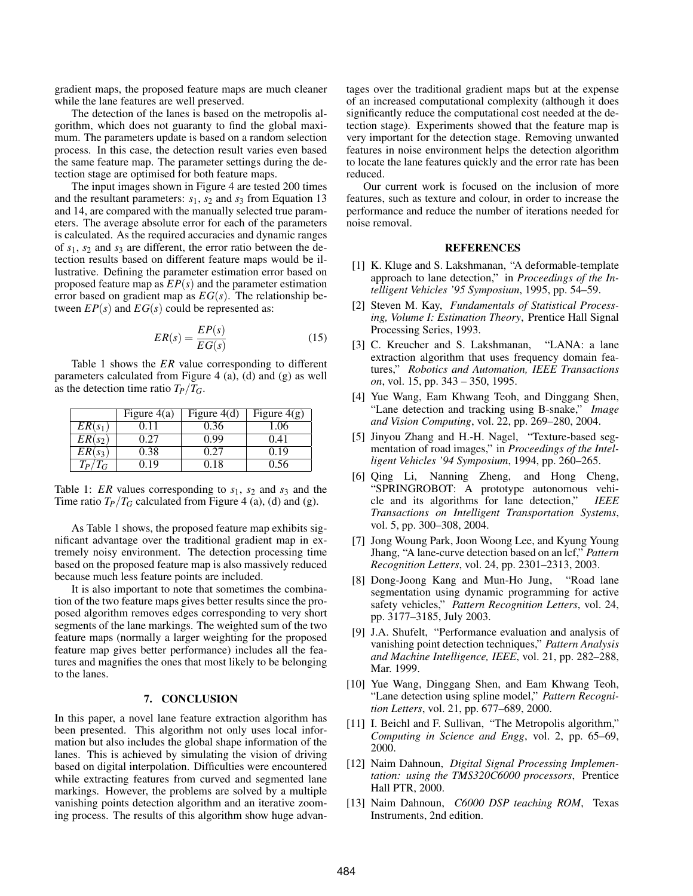gradient maps, the proposed feature maps are much cleaner while the lane features are well preserved.

The detection of the lanes is based on the metropolis algorithm, which does not guaranty to find the global maximum. The parameters update is based on a random selection process. In this case, the detection result varies even based the same feature map. The parameter settings during the detection stage are optimised for both feature maps.

The input images shown in Figure 4 are tested 200 times and the resultant parameters: $s_1$, $s_2$ and $s_3$ from Equation 13 and 14, are compared with the manually selected true parameters. The average absolute error for each of the parameters is calculated. As the required accuracies and dynamic ranges of $s_1$, $s_2$ and $s_3$ are different, the error ratio between the detection results based on different feature maps would be illustrative. Defining the parameter estimation error based on proposed feature map as $EP(s)$ and the parameter estimation error based on gradient map as $EG(s)$. The relationship between $EP(s)$ and $EG(s)$ could be represented as:

$$ER(s) = \frac{EP(s)}{EG(s)} \tag{15}$$

Table 1 shows the *ER* value corresponding to different parameters calculated from Figure 4 (a), (d) and (g) as well as the detection time ratio $T_P/T_G$.

| | Figure 4(a) | Figure 4(d) | Figure 4(g) |
|---|---|---|---|
| $ER(s_1)$ | 0.11 | 0.36 | 1.06 |
| $ER(s_2)$ | 0.27 | 0.99 | 0.41 |
| $ER(s_3)$ | 0.38 | 0.27 | 0.19 |
| $T_P/T_G$ | 0.19 | 0.18 | 0.56 |

Table 1: *ER* values corresponding to $s_1$, $s_2$ and $s_3$ and the Time ratio $T_P/T_G$ calculated from Figure 4 (a), (d) and (g).

As Table 1 shows, the proposed feature map exhibits significant advantage over the traditional gradient map in extremely noisy environment. The detection processing time based on the proposed feature map is also massively reduced because much less feature points are included.

It is also important to note that sometimes the combination of the two feature maps gives better results since the proposed algorithm removes edges corresponding to very short segments of the lane markings. The weighted sum of the two feature maps (normally a larger weighting for the proposed feature map gives better performance) includes all the features and magnifies the ones that most likely to be belonging to the lanes.

## 7. CONCLUSION

In this paper, a novel lane feature extraction algorithm has been presented. This algorithm not only uses local information but also includes the global shape information of the lanes. This is achieved by simulating the vision of driving based on digital interpolation. Difficulties were encountered while extracting features from curved and segmented lane markings. However, the problems are solved by a multiple vanishing points detection algorithm and an iterative zooming process. The results of this algorithm show huge advantages over the traditional gradient maps but at the expense of an increased computational complexity (although it does significantly reduce the computational cost needed at the detection stage). Experiments showed that the feature map is very important for the detection stage. Removing unwanted features in noise environment helps the detection algorithm to locate the lane features quickly and the error rate has been reduced.

Our current work is focused on the inclusion of more features, such as texture and colour, in order to increase the performance and reduce the number of iterations needed for noise removal.

## REFERENCES

[1] K. Kluge and S. Lakshmanan, "A deformable-template approach to lane detection," in *Proceedings of the Intelligent Vehicles '95 Symposium*, 1995, pp. 54–59.

[2] Steven M. Kay, *Fundamentals of Statistical Processing, Volume I: Estimation Theory*, Prentice Hall Signal Processing Series, 1993.

[3] C. Kreucher and S. Lakshmanan, "LANA: a lane extraction algorithm that uses frequency domain features," *Robotics and Automation, IEEE Transactions on*, vol. 15, pp. 343 – 350, 1995.

[4] Yue Wang, Eam Khwang Teoh, and Dinggang Shen, "Lane detection and tracking using B-snake," *Image and Vision Computing*, vol. 22, pp. 269–280, 2004.

[5] Jinyou Zhang and H.-H. Nagel, "Texture-based segmentation of road images," in *Proceedings of the Intelligent Vehicles '94 Symposium*, 1994, pp. 260–265.

[6] Qing Li, Nanning Zheng, and Hong Cheng, "SPRINGROBOT: A prototype autonomous vehicle and its algorithms for lane detection," *IEEE Transactions on Intelligent Transportation Systems*, vol. 5, pp. 300–308, 2004.

[7] Jong Woung Park, Joon Woong Lee, and Kyung Young Jhang, "A lane-curve detection based on an lcf," *Pattern Recognition Letters*, vol. 24, pp. 2301–2313, 2003.

[8] Dong-Joong Kang and Mun-Ho Jung, "Road lane segmentation using dynamic programming for active safety vehicles," *Pattern Recognition Letters*, vol. 24, pp. 3177–3185, July 2003.

[9] J.A. Shufelt, "Performance evaluation and analysis of vanishing point detection techniques," *Pattern Analysis and Machine Intelligence, IEEE*, vol. 21, pp. 282–288, Mar. 1999.

[10] Yue Wang, Dinggang Shen, and Eam Khwang Teoh, "Lane detection using spline model," *Pattern Recognition Letters*, vol. 21, pp. 677–689, 2000.

[11] I. Beichl and F. Sullivan, "The Metropolis algorithm," *Computing in Science and Engg*, vol. 2, pp. 65–69, 2000.

[12] Naim Dahnoun, *Digital Signal Processing Implementation: using the TMS320C6000 processors*, Prentice Hall PTR, 2000.

[13] Naim Dahnoun, *C6000 DSP teaching ROM*, Texas Instruments, 2nd edition.